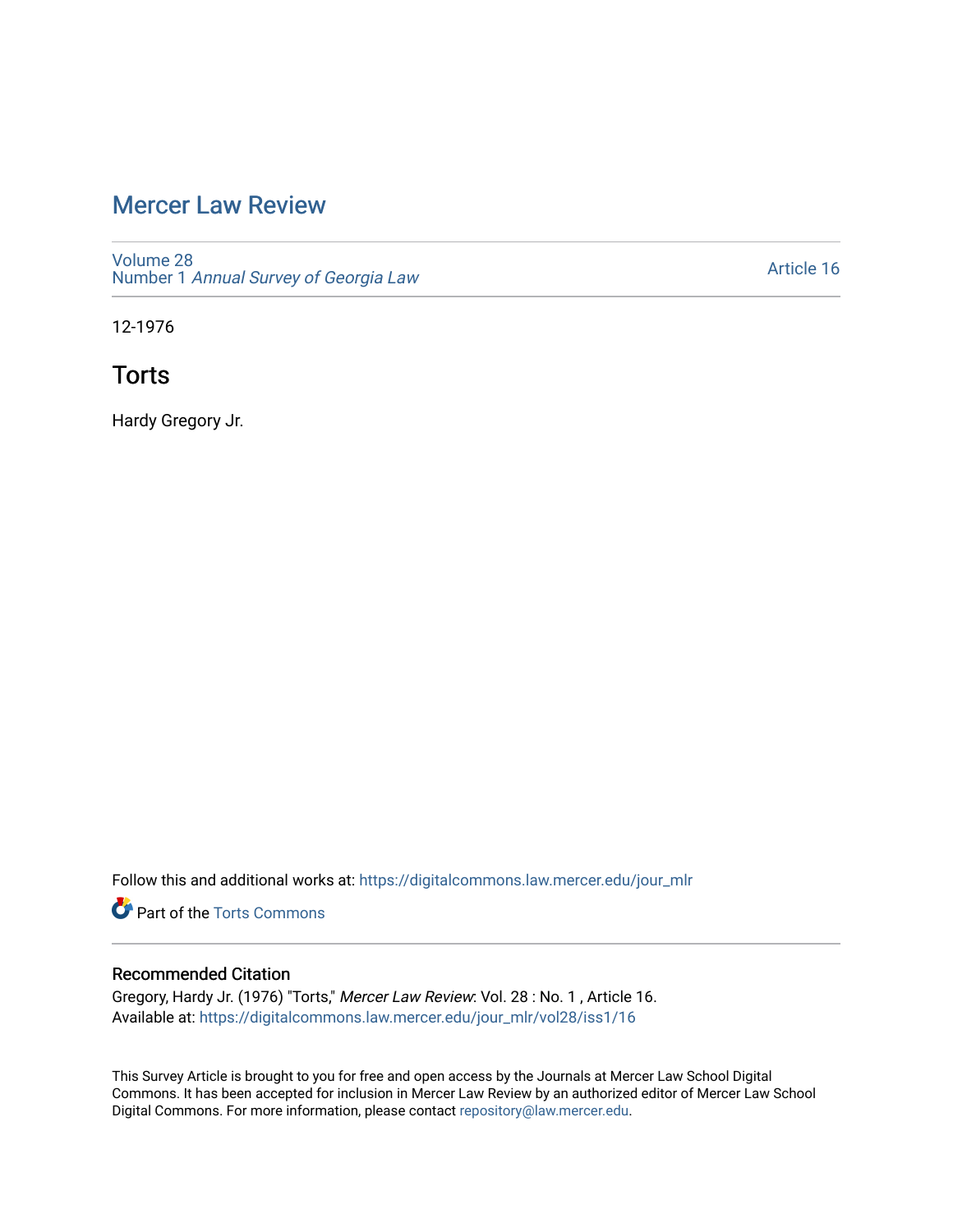# Mercer Law Review

Volume 28
Number 1 *Annual Survey of Georgia Law*

Article 16

12-1976

## Torts

Hardy Gregory Jr.

Follow this and additional works at: https://digitalcommons.law.mercer.edu/jour_mlr

Part of the Torts Commons

### Recommended Citation

Gregory, Hardy Jr. (1976) "Torts," *Mercer Law Review*: Vol. 28 : No. 1 , Article 16.
Available at: https://digitalcommons.law.mercer.edu/jour_mlr/vol28/iss1/16

This Survey Article is brought to you for free and open access by the Journals at Mercer Law School Digital Commons. It has been accepted for inclusion in Mercer Law Review by an authorized editor of Mercer Law School Digital Commons. For more information, please contact repository@law.mercer.edu.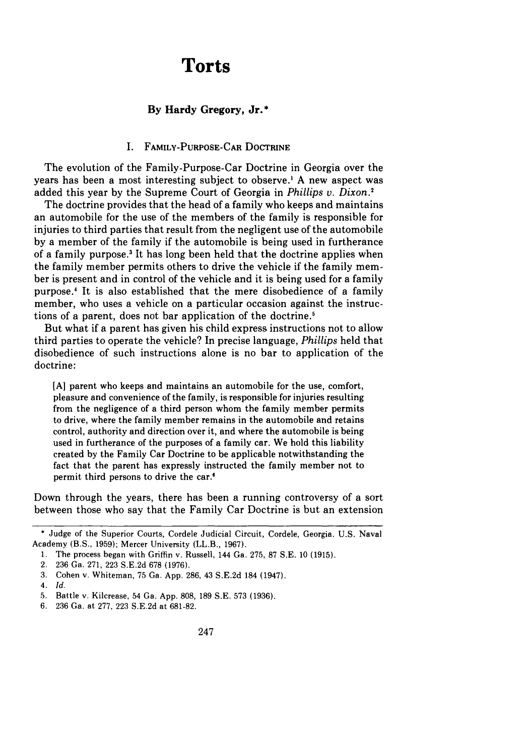# Torts

## By Hardy Gregory, Jr.*

### I. Family-Purpose-Car Doctrine

The evolution of the Family-Purpose-Car Doctrine in Georgia over the years has been a most interesting subject to observe.[1] A new aspect was added this year by the Supreme Court of Georgia in *Phillips v. Dixon*.[2]

The doctrine provides that the head of a family who keeps and maintains an automobile for the use of the members of the family is responsible for injuries to third parties that result from the negligent use of the automobile by a member of the family if the automobile is being used in furtherance of a family purpose.[3] It has long been held that the doctrine applies when the family member permits others to drive the vehicle if the family member is present and in control of the vehicle and it is being used for a family purpose.[4] It is also established that the mere disobedience of a family member, who uses a vehicle on a particular occasion against the instructions of a parent, does not bar application of the doctrine.[5]

But what if a parent has given his child express instructions not to allow third parties to operate the vehicle? In precise language, *Phillips* held that disobedience of such instructions alone is no bar to application of the doctrine:

> [A] parent who keeps and maintains an automobile for the use, comfort, pleasure and convenience of the family, is responsible for injuries resulting from the negligence of a third person whom the family member permits to drive, where the family member remains in the automobile and retains control, authority and direction over it, and where the automobile is being used in furtherance of the purposes of a family car. We hold this liability created by the Family Car Doctrine to be applicable notwithstanding the fact that the parent has expressly instructed the family member not to permit third persons to drive the car.[6]

Down through the years, there has been a running controversy of a sort between those who say that the Family Car Doctrine is but an extension

---

\* Judge of the Superior Courts, Cordele Judicial Circuit, Cordele, Georgia. U.S. Naval Academy (B.S., 1959); Mercer University (LL.B., 1967).

1. The process began with Griffin v. Russell, 144 Ga. 275, 87 S.E. 10 (1915).
2. 236 Ga. 271, 223 S.E.2d 678 (1976).
3. Cohen v. Whiteman, 75 Ga. App. 286, 43 S.E.2d 184 (1947).
4. *Id.*
5. Battle v. Kilcrease, 54 Ga. App. 808, 189 S.E. 573 (1936).
6. 236 Ga. at 277, 223 S.E.2d at 681-82.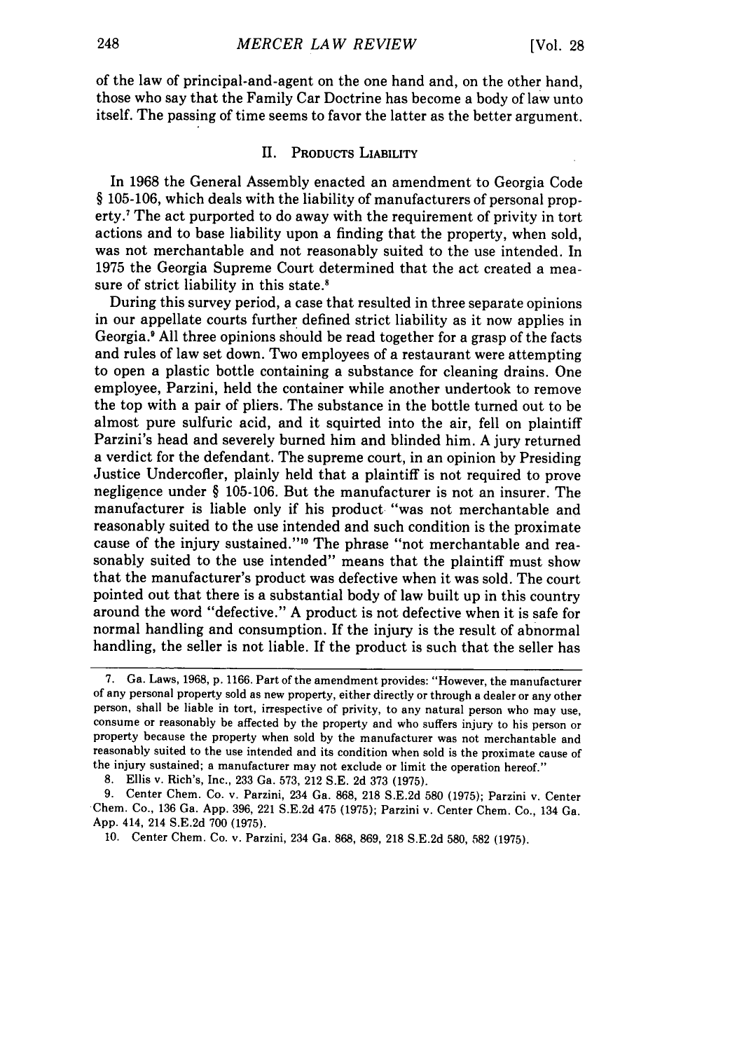of the law of principal-and-agent on the one hand and, on the other hand, those who say that the Family Car Doctrine has become a body of law unto itself. The passing of time seems to favor the latter as the better argument.

## II. Products Liability

In 1968 the General Assembly enacted an amendment to Georgia Code § 105-106, which deals with the liability of manufacturers of personal property.[7] The act purported to do away with the requirement of privity in tort actions and to base liability upon a finding that the property, when sold, was not merchantable and not reasonably suited to the use intended. In 1975 the Georgia Supreme Court determined that the act created a measure of strict liability in this state.[8]

During this survey period, a case that resulted in three separate opinions in our appellate courts further defined strict liability as it now applies in Georgia.[9] All three opinions should be read together for a grasp of the facts and rules of law set down. Two employees of a restaurant were attempting to open a plastic bottle containing a substance for cleaning drains. One employee, Parzini, held the container while another undertook to remove the top with a pair of pliers. The substance in the bottle turned out to be almost pure sulfuric acid, and it squirted into the air, fell on plaintiff Parzini's head and severely burned him and blinded him. A jury returned a verdict for the defendant. The supreme court, in an opinion by Presiding Justice Undercofler, plainly held that a plaintiff is not required to prove negligence under § 105-106. But the manufacturer is not an insurer. The manufacturer is liable only if his product "was not merchantable and reasonably suited to the use intended and such condition is the proximate cause of the injury sustained."[10] The phrase "not merchantable and reasonably suited to the use intended" means that the plaintiff must show that the manufacturer's product was defective when it was sold. The court pointed out that there is a substantial body of law built up in this country around the word "defective." A product is not defective when it is safe for normal handling and consumption. If the injury is the result of abnormal handling, the seller is not liable. If the product is such that the seller has

---

7. Ga. Laws, 1968, p. 1166. Part of the amendment provides: "However, the manufacturer of any personal property sold as new property, either directly or through a dealer or any other person, shall be liable in tort, irrespective of privity, to any natural person who may use, consume or reasonably be affected by the property and who suffers injury to his person or property because the property when sold by the manufacturer was not merchantable and reasonably suited to the use intended and its condition when sold is the proximate cause of the injury sustained; a manufacturer may not exclude or limit the operation hereof."

8. Ellis v. Rich's, Inc., 233 Ga. 573, 212 S.E. 2d 373 (1975).

9. Center Chem. Co. v. Parzini, 234 Ga. 868, 218 S.E.2d 580 (1975); Parzini v. Center Chem. Co., 136 Ga. App. 396, 221 S.E.2d 475 (1975); Parzini v. Center Chem. Co., 134 Ga. App. 414, 214 S.E.2d 700 (1975).

10. Center Chem. Co. v. Parzini, 234 Ga. 868, 869, 218 S.E.2d 580, 582 (1975).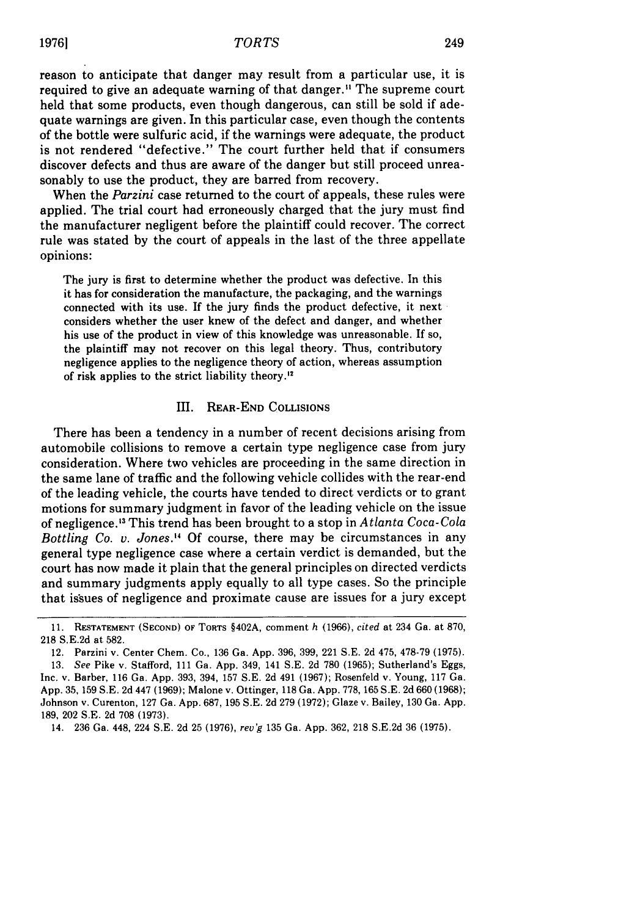reason to anticipate that danger may result from a particular use, it is required to give an adequate warning of that danger.[11] The supreme court held that some products, even though dangerous, can still be sold if adequate warnings are given. In this particular case, even though the contents of the bottle were sulfuric acid, if the warnings were adequate, the product is not rendered "defective." The court further held that if consumers discover defects and thus are aware of the danger but still proceed unreasonably to use the product, they are barred from recovery.

When the *Parzini* case returned to the court of appeals, these rules were applied. The trial court had erroneously charged that the jury must find the manufacturer negligent before the plaintiff could recover. The correct rule was stated by the court of appeals in the last of the three appellate opinions:

> The jury is first to determine whether the product was defective. In this it has for consideration the manufacture, the packaging, and the warnings connected with its use. If the jury finds the product defective, it next considers whether the user knew of the defect and danger, and whether his use of the product in view of this knowledge was unreasonable. If so, the plaintiff may not recover on this legal theory. Thus, contributory negligence applies to the negligence theory of action, whereas assumption of risk applies to the strict liability theory.[12]

## III. Rear-End Collisions

There has been a tendency in a number of recent decisions arising from automobile collisions to remove a certain type negligence case from jury consideration. Where two vehicles are proceeding in the same direction in the same lane of traffic and the following vehicle collides with the rear-end of the leading vehicle, the courts have tended to direct verdicts or to grant motions for summary judgment in favor of the leading vehicle on the issue of negligence.[13] This trend has been brought to a stop in *Atlanta Coca-Cola Bottling Co. v. Jones*.[14] Of course, there may be circumstances in any general type negligence case where a certain verdict is demanded, but the court has now made it plain that the general principles on directed verdicts and summary judgments apply equally to all type cases. So the principle that issues of negligence and proximate cause are issues for a jury except

---

11. Restatement (Second) of Torts §402A, comment *h* (1966), *cited* at 234 Ga. at 870, 218 S.E.2d at 582.

12. Parzini v. Center Chem. Co., 136 Ga. App. 396, 399, 221 S.E. 2d 475, 478-79 (1975).

13. *See* Pike v. Stafford, 111 Ga. App. 349, 141 S.E. 2d 780 (1965); Sutherland's Eggs, Inc. v. Barber, 116 Ga. App. 393, 394, 157 S.E. 2d 491 (1967); Rosenfeld v. Young, 117 Ga. App. 35, 159 S.E. 2d 447 (1969); Malone v. Ottinger, 118 Ga. App. 778, 165 S.E. 2d 660 (1968); Johnson v. Curenton, 127 Ga. App. 687, 195 S.E. 2d 279 (1972); Glaze v. Bailey, 130 Ga. App. 189, 202 S.E. 2d 708 (1973).

14. 236 Ga. 448, 224 S.E. 2d 25 (1976), *rev'g* 135 Ga. App. 362, 218 S.E.2d 36 (1975).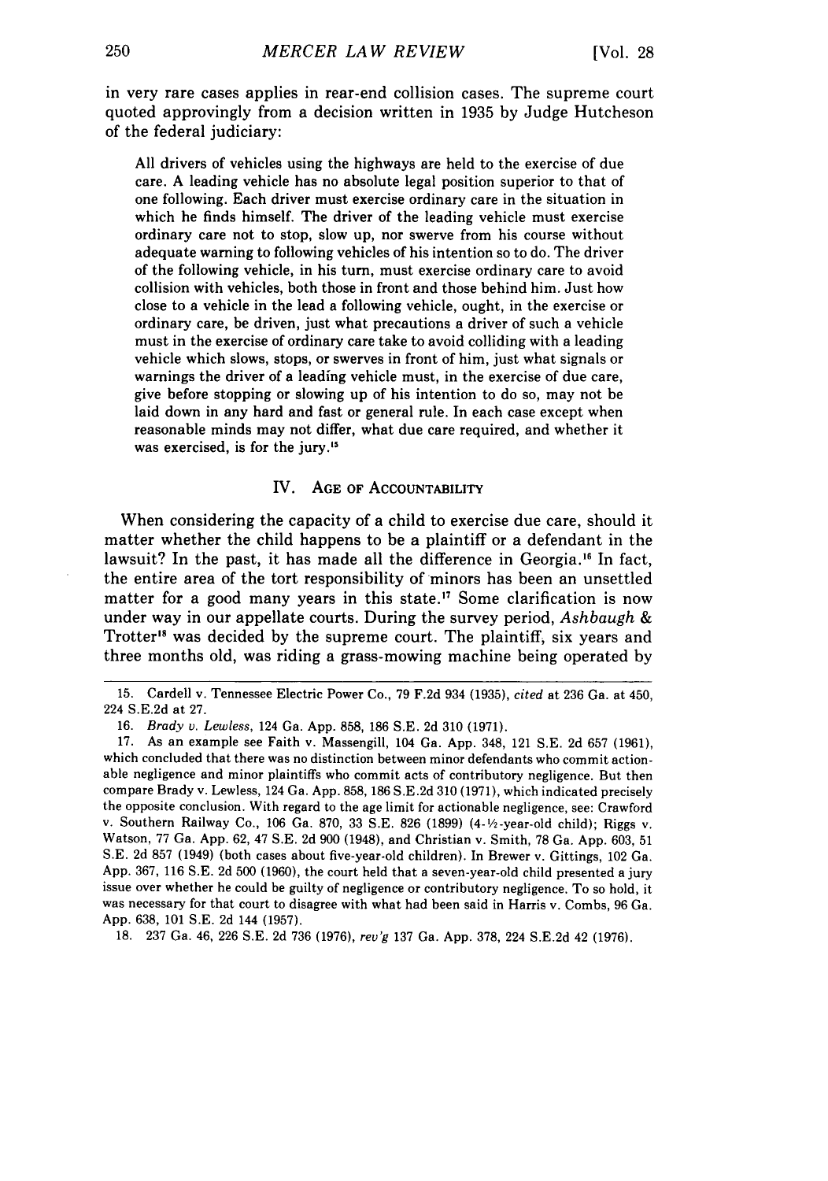in very rare cases applies in rear-end collision cases. The supreme court quoted approvingly from a decision written in 1935 by Judge Hutcheson of the federal judiciary:

> All drivers of vehicles using the highways are held to the exercise of due care. A leading vehicle has no absolute legal position superior to that of one following. Each driver must exercise ordinary care in the situation in which he finds himself. The driver of the leading vehicle must exercise ordinary care not to stop, slow up, nor swerve from his course without adequate warning to following vehicles of his intention so to do. The driver of the following vehicle, in his turn, must exercise ordinary care to avoid collision with vehicles, both those in front and those behind him. Just how close to a vehicle in the lead a following vehicle, ought, in the exercise or ordinary care, be driven, just what precautions a driver of such a vehicle must in the exercise of ordinary care take to avoid colliding with a leading vehicle which slows, stops, or swerves in front of him, just what signals or warnings the driver of a leading vehicle must, in the exercise of due care, give before stopping or slowing up of his intention to do so, may not be laid down in any hard and fast or general rule. In each case except when reasonable minds may not differ, what due care required, and whether it was exercised, is for the jury.[15]

## IV. Age of Accountability

When considering the capacity of a child to exercise due care, should it matter whether the child happens to be a plaintiff or a defendant in the lawsuit? In the past, it has made all the difference in Georgia.[16] In fact, the entire area of the tort responsibility of minors has been an unsettled matter for a good many years in this state.[17] Some clarification is now under way in our appellate courts. During the survey period, *Ashbaugh & Trotter*[18] was decided by the supreme court. The plaintiff, six years and three months old, was riding a grass-mowing machine being operated by

---

15. Cardell v. Tennessee Electric Power Co., 79 F.2d 934 (1935), *cited* at 236 Ga. at 450, 224 S.E.2d at 27.

16. *Brady v. Lewless*, 124 Ga. App. 858, 186 S.E. 2d 310 (1971).

17. As an example see Faith v. Massengill, 104 Ga. App. 348, 121 S.E. 2d 657 (1961), which concluded that there was no distinction between minor defendants who commit actionable negligence and minor plaintiffs who commit acts of contributory negligence. But then compare Brady v. Lewless, 124 Ga. App. 858, 186 S.E.2d 310 (1971), which indicated precisely the opposite conclusion. With regard to the age limit for actionable negligence, see: Crawford v. Southern Railway Co., 106 Ga. 870, 33 S.E. 826 (1899) (4-½-year-old child); Riggs v. Watson, 77 Ga. App. 62, 47 S.E. 2d 900 (1948), and Christian v. Smith, 78 Ga. App. 603, 51 S.E. 2d 857 (1949) (both cases about five-year-old children). In Brewer v. Gittings, 102 Ga. App. 367, 116 S.E. 2d 500 (1960), the court held that a seven-year-old child presented a jury issue over whether he could be guilty of negligence or contributory negligence. To so hold, it was necessary for that court to disagree with what had been said in Harris v. Combs, 96 Ga. App. 638, 101 S.E. 2d 144 (1957).

18. 237 Ga. 46, 226 S.E. 2d 736 (1976), *rev'g* 137 Ga. App. 378, 224 S.E.2d 42 (1976).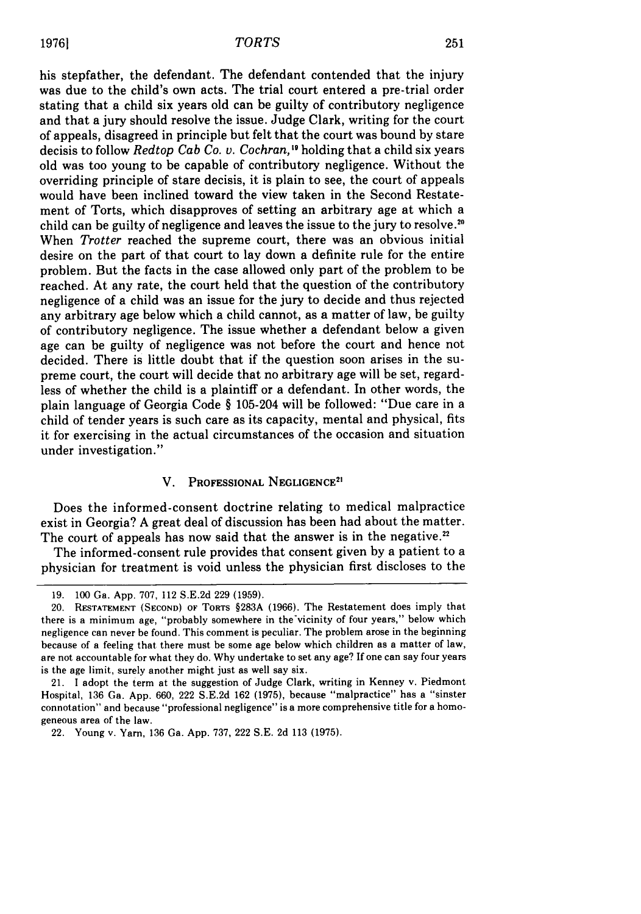his stepfather, the defendant. The defendant contended that the injury was due to the child's own acts. The trial court entered a pre-trial order stating that a child six years old can be guilty of contributory negligence and that a jury should resolve the issue. Judge Clark, writing for the court of appeals, disagreed in principle but felt that the court was bound by stare decisis to follow *Redtop Cab Co. v. Cochran,*[19] holding that a child six years old was too young to be capable of contributory negligence. Without the overriding principle of stare decisis, it is plain to see, the court of appeals would have been inclined toward the view taken in the Second Restatement of Torts, which disapproves of setting an arbitrary age at which a child can be guilty of negligence and leaves the issue to the jury to resolve.[20] When *Trotter* reached the supreme court, there was an obvious initial desire on the part of that court to lay down a definite rule for the entire problem. But the facts in the case allowed only part of the problem to be reached. At any rate, the court held that the question of the contributory negligence of a child was an issue for the jury to decide and thus rejected any arbitrary age below which a child cannot, as a matter of law, be guilty of contributory negligence. The issue whether a defendant below a given age can be guilty of negligence was not before the court and hence not decided. There is little doubt that if the question soon arises in the supreme court, the court will decide that no arbitrary age will be set, regardless of whether the child is a plaintiff or a defendant. In other words, the plain language of Georgia Code § 105-204 will be followed: "Due care in a child of tender years is such care as its capacity, mental and physical, fits it for exercising in the actual circumstances of the occasion and situation under investigation."

## V. Professional Negligence[21]

Does the informed-consent doctrine relating to medical malpractice exist in Georgia? A great deal of discussion has been had about the matter. The court of appeals has now said that the answer is in the negative.[22]

The informed-consent rule provides that consent given by a patient to a physician for treatment is void unless the physician first discloses to the

---

19. 100 Ga. App. 707, 112 S.E.2d 229 (1959).

20. Restatement (Second) of Torts §283A (1966). The Restatement does imply that there is a minimum age, "probably somewhere in the vicinity of four years," below which negligence can never be found. This comment is peculiar. The problem arose in the beginning because of a feeling that there must be some age below which children as a matter of law, are not accountable for what they do. Why undertake to set any age? If one can say four years is the age limit, surely another might just as well say six.

21. I adopt the term at the suggestion of Judge Clark, writing in Kenney v. Piedmont Hospital, 136 Ga. App. 660, 222 S.E.2d 162 (1975), because "malpractice" has a "sinster connotation" and because "professional negligence" is a more comprehensive title for a homogeneous area of the law.

22. Young v. Yarn, 136 Ga. App. 737, 222 S.E. 2d 113 (1975).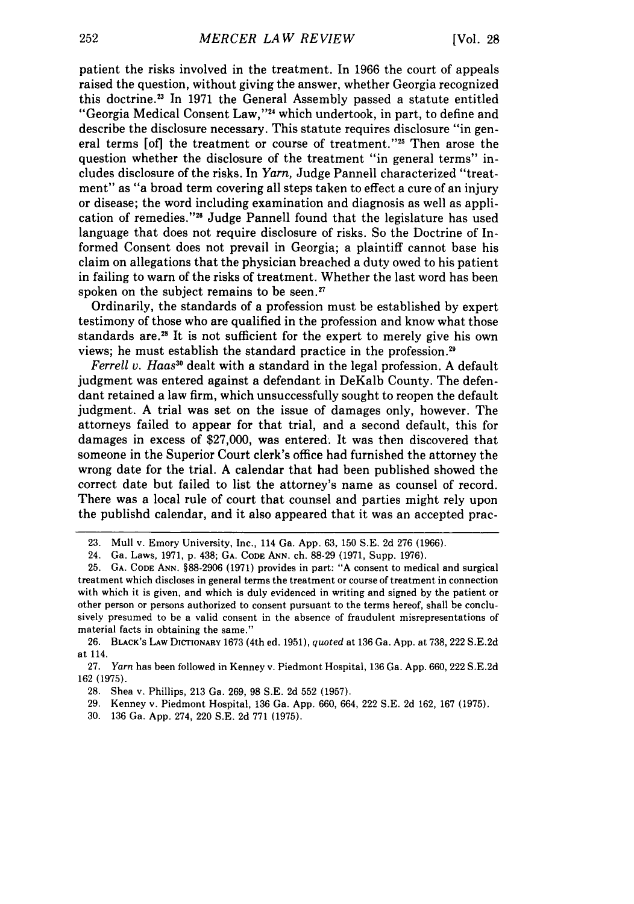patient the risks involved in the treatment. In 1966 the court of appeals raised the question, without giving the answer, whether Georgia recognized this doctrine.[23] In 1971 the General Assembly passed a statute entitled "Georgia Medical Consent Law,"[24] which undertook, in part, to define and describe the disclosure necessary. This statute requires disclosure "in general terms [of] the treatment or course of treatment."[25] Then arose the question whether the disclosure of the treatment "in general terms" includes disclosure of the risks. In *Yarn,* Judge Pannell characterized "treatment" as "a broad term covering all steps taken to effect a cure of an injury or disease; the word including examination and diagnosis as well as application of remedies."[26] Judge Pannell found that the legislature has used language that does not require disclosure of risks. So the Doctrine of Informed Consent does not prevail in Georgia; a plaintiff cannot base his claim on allegations that the physician breached a duty owed to his patient in failing to warn of the risks of treatment. Whether the last word has been spoken on the subject remains to be seen.[27]

Ordinarily, the standards of a profession must be established by expert testimony of those who are qualified in the profession and know what those standards are.[28] It is not sufficient for the expert to merely give his own views; he must establish the standard practice in the profession.[29]

*Ferrell v. Haas*[30] dealt with a standard in the legal profession. A default judgment was entered against a defendant in DeKalb County. The defendant retained a law firm, which unsuccessfully sought to reopen the default judgment. A trial was set on the issue of damages only, however. The attorneys failed to appear for that trial, and a second default, this for damages in excess of $27,000, was entered. It was then discovered that someone in the Superior Court clerk's office had furnished the attorney the wrong date for the trial. A calendar that had been published showed the correct date but failed to list the attorney's name as counsel of record. There was a local rule of court that counsel and parties might rely upon the publishd calendar, and it also appeared that it was an accepted prac-

---

23. Mull v. Emory University, Inc., 114 Ga. App. 63, 150 S.E. 2d 276 (1966).

24. Ga. Laws, 1971, p. 438; GA. CODE ANN. ch. 88-29 (1971, Supp. 1976).

25. GA. CODE ANN. §88-2906 (1971) provides in part: "A consent to medical and surgical treatment which discloses in general terms the treatment or course of treatment in connection with which it is given, and which is duly evidenced in writing and signed by the patient or other person or persons authorized to consent pursuant to the terms hereof, shall be conclusively presumed to be a valid consent in the absence of fraudulent misrepresentations of material facts in obtaining the same."

26. BLACK'S LAW DICTIONARY 1673 (4th ed. 1951), *quoted* at 136 Ga. App. at 738, 222 S.E.2d at 114.

27. *Yarn* has been followed in Kenney v. Piedmont Hospital, 136 Ga. App. 660, 222 S.E.2d 162 (1975).

28. Shea v. Phillips, 213 Ga. 269, 98 S.E. 2d 552 (1957).

29. Kenney v. Piedmont Hospital, 136 Ga. App. 660, 664, 222 S.E. 2d 162, 167 (1975).

30. 136 Ga. App. 274, 220 S.E. 2d 771 (1975).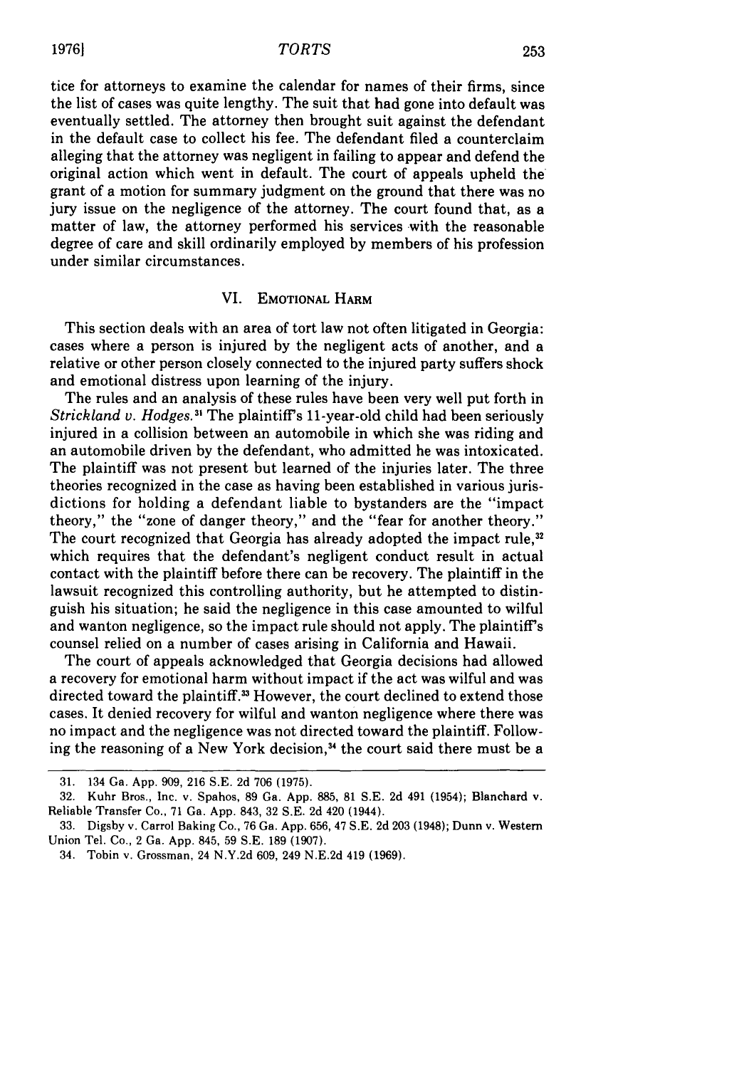tice for attorneys to examine the calendar for names of their firms, since the list of cases was quite lengthy. The suit that had gone into default was eventually settled. The attorney then brought suit against the defendant in the default case to collect his fee. The defendant filed a counterclaim alleging that the attorney was negligent in failing to appear and defend the original action which went in default. The court of appeals upheld the grant of a motion for summary judgment on the ground that there was no jury issue on the negligence of the attorney. The court found that, as a matter of law, the attorney performed his services with the reasonable degree of care and skill ordinarily employed by members of his profession under similar circumstances.

## VI. EMOTIONAL HARM

This section deals with an area of tort law not often litigated in Georgia: cases where a person is injured by the negligent acts of another, and a relative or other person closely connected to the injured party suffers shock and emotional distress upon learning of the injury.

The rules and an analysis of these rules have been very well put forth in *Strickland v. Hodges.*[31] The plaintiff's 11-year-old child had been seriously injured in a collision between an automobile in which she was riding and an automobile driven by the defendant, who admitted he was intoxicated. The plaintiff was not present but learned of the injuries later. The three theories recognized in the case as having been established in various jurisdictions for holding a defendant liable to bystanders are the "impact theory," the "zone of danger theory," and the "fear for another theory." The court recognized that Georgia has already adopted the impact rule,[32] which requires that the defendant's negligent conduct result in actual contact with the plaintiff before there can be recovery. The plaintiff in the lawsuit recognized this controlling authority, but he attempted to distinguish his situation; he said the negligence in this case amounted to wilful and wanton negligence, so the impact rule should not apply. The plaintiff's counsel relied on a number of cases arising in California and Hawaii.

The court of appeals acknowledged that Georgia decisions had allowed a recovery for emotional harm without impact if the act was wilful and was directed toward the plaintiff.[33] However, the court declined to extend those cases. It denied recovery for wilful and wanton negligence where there was no impact and the negligence was not directed toward the plaintiff. Following the reasoning of a New York decision,[34] the court said there must be a

---

31. 134 Ga. App. 909, 216 S.E. 2d 706 (1975).

32. Kuhr Bros., Inc. v. Spahos, 89 Ga. App. 885, 81 S.E. 2d 491 (1954); Blanchard v. Reliable Transfer Co., 71 Ga. App. 843, 32 S.E. 2d 420 (1944).

33. Digsby v. Carrol Baking Co., 76 Ga. App. 656, 47 S.E. 2d 203 (1948); Dunn v. Western Union Tel. Co., 2 Ga. App. 845, 59 S.E. 189 (1907).

34. Tobin v. Grossman, 24 N.Y.2d 609, 249 N.E.2d 419 (1969).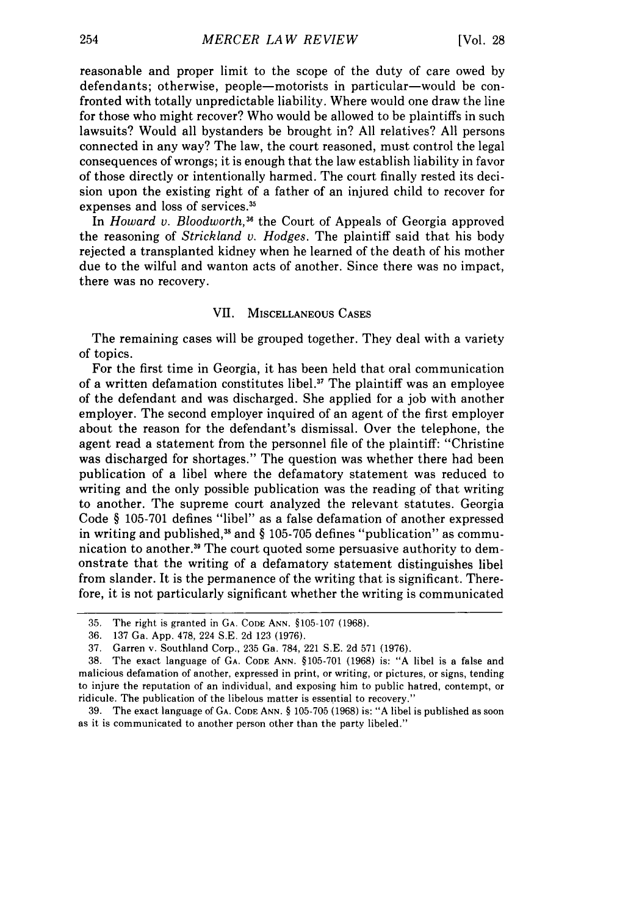reasonable and proper limit to the scope of the duty of care owed by defendants; otherwise, people—motorists in particular—would be confronted with totally unpredictable liability. Where would one draw the line for those who might recover? Who would be allowed to be plaintiffs in such lawsuits? Would all bystanders be brought in? All relatives? All persons connected in any way? The law, the court reasoned, must control the legal consequences of wrongs; it is enough that the law establish liability in favor of those directly or intentionally harmed. The court finally rested its decision upon the existing right of a father of an injured child to recover for expenses and loss of services.[35]

In *Howard v. Bloodworth*,[36] the Court of Appeals of Georgia approved the reasoning of *Strickland v. Hodges*. The plaintiff said that his body rejected a transplanted kidney when he learned of the death of his mother due to the wilful and wanton acts of another. Since there was no impact, there was no recovery.

## VII. Miscellaneous Cases

The remaining cases will be grouped together. They deal with a variety of topics.

For the first time in Georgia, it has been held that oral communication of a written defamation constitutes libel.[37] The plaintiff was an employee of the defendant and was discharged. She applied for a job with another employer. The second employer inquired of an agent of the first employer about the reason for the defendant's dismissal. Over the telephone, the agent read a statement from the personnel file of the plaintiff: "Christine was discharged for shortages." The question was whether there had been publication of a libel where the defamatory statement was reduced to writing and the only possible publication was the reading of that writing to another. The supreme court analyzed the relevant statutes. Georgia Code § 105-701 defines "libel" as a false defamation of another expressed in writing and published,[38] and § 105-705 defines "publication" as communication to another.[39] The court quoted some persuasive authority to demonstrate that the writing of a defamatory statement distinguishes libel from slander. It is the permanence of the writing that is significant. Therefore, it is not particularly significant whether the writing is communicated

---

35. The right is granted in Ga. Code Ann. §105-107 (1968).

36. 137 Ga. App. 478, 224 S.E. 2d 123 (1976).

37. Garren v. Southland Corp., 235 Ga. 784, 221 S.E. 2d 571 (1976).

38. The exact language of Ga. Code Ann. §105-701 (1968) is: "A libel is a false and malicious defamation of another, expressed in print, or writing, or pictures, or signs, tending to injure the reputation of an individual, and exposing him to public hatred, contempt, or ridicule. The publication of the libelous matter is essential to recovery."

39. The exact language of Ga. Code Ann. § 105-705 (1968) is: "A libel is published as soon as it is communicated to another person other than the party libeled."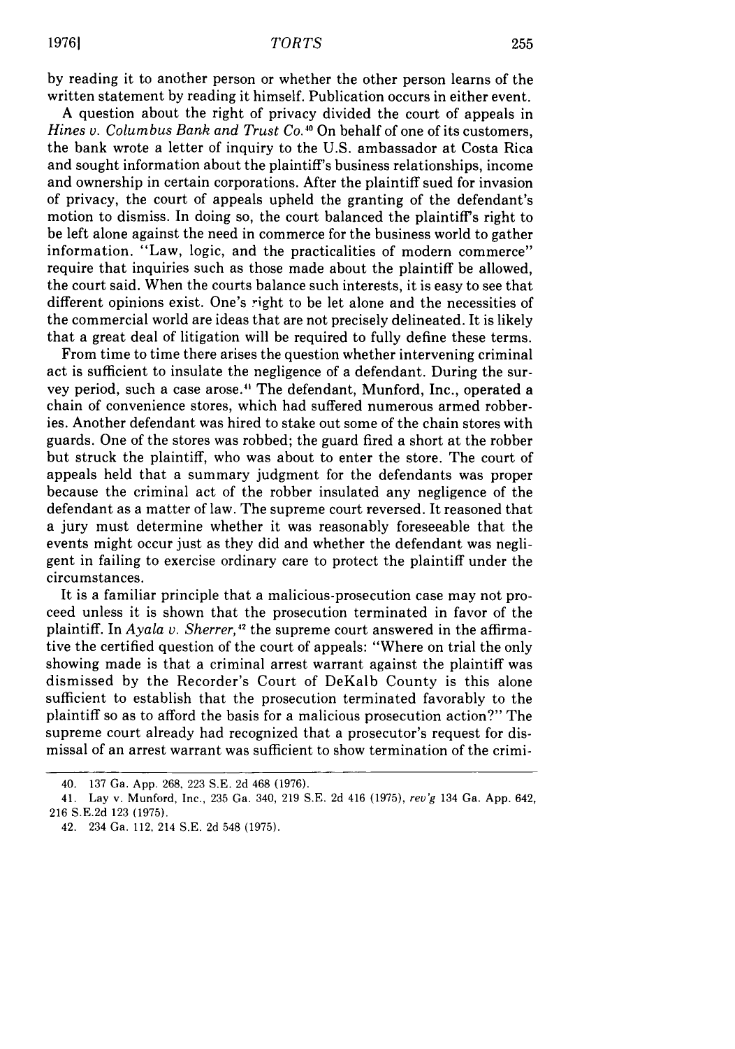by reading it to another person or whether the other person learns of the written statement by reading it himself. Publication occurs in either event.

A question about the right of privacy divided the court of appeals in *Hines v. Columbus Bank and Trust Co.*[40] On behalf of one of its customers, the bank wrote a letter of inquiry to the U.S. ambassador at Costa Rica and sought information about the plaintiff's business relationships, income and ownership in certain corporations. After the plaintiff sued for invasion of privacy, the court of appeals upheld the granting of the defendant's motion to dismiss. In doing so, the court balanced the plaintiff's right to be left alone against the need in commerce for the business world to gather information. "Law, logic, and the practicalities of modern commerce" require that inquiries such as those made about the plaintiff be allowed, the court said. When the courts balance such interests, it is easy to see that different opinions exist. One's right to be let alone and the necessities of the commercial world are ideas that are not precisely delineated. It is likely that a great deal of litigation will be required to fully define these terms.

From time to time there arises the question whether intervening criminal act is sufficient to insulate the negligence of a defendant. During the survey period, such a case arose.[41] The defendant, Munford, Inc., operated a chain of convenience stores, which had suffered numerous armed robberies. Another defendant was hired to stake out some of the chain stores with guards. One of the stores was robbed; the guard fired a short at the robber but struck the plaintiff, who was about to enter the store. The court of appeals held that a summary judgment for the defendants was proper because the criminal act of the robber insulated any negligence of the defendant as a matter of law. The supreme court reversed. It reasoned that a jury must determine whether it was reasonably foreseeable that the events might occur just as they did and whether the defendant was negligent in failing to exercise ordinary care to protect the plaintiff under the circumstances.

It is a familiar principle that a malicious-prosecution case may not proceed unless it is shown that the prosecution terminated in favor of the plaintiff. In *Ayala v. Sherrer,*[42] the supreme court answered in the affirmative the certified question of the court of appeals: "Where on trial the only showing made is that a criminal arrest warrant against the plaintiff was dismissed by the Recorder's Court of DeKalb County is this alone sufficient to establish that the prosecution terminated favorably to the plaintiff so as to afford the basis for a malicious prosecution action?" The supreme court already had recognized that a prosecutor's request for dismissal of an arrest warrant was sufficient to show termination of the crimi-

---

40. 137 Ga. App. 268, 223 S.E. 2d 468 (1976).

41. Lay v. Munford, Inc., 235 Ga. 340, 219 S.E. 2d 416 (1975), *rev'g* 134 Ga. App. 642, 216 S.E.2d 123 (1975).

42. 234 Ga. 112, 214 S.E. 2d 548 (1975).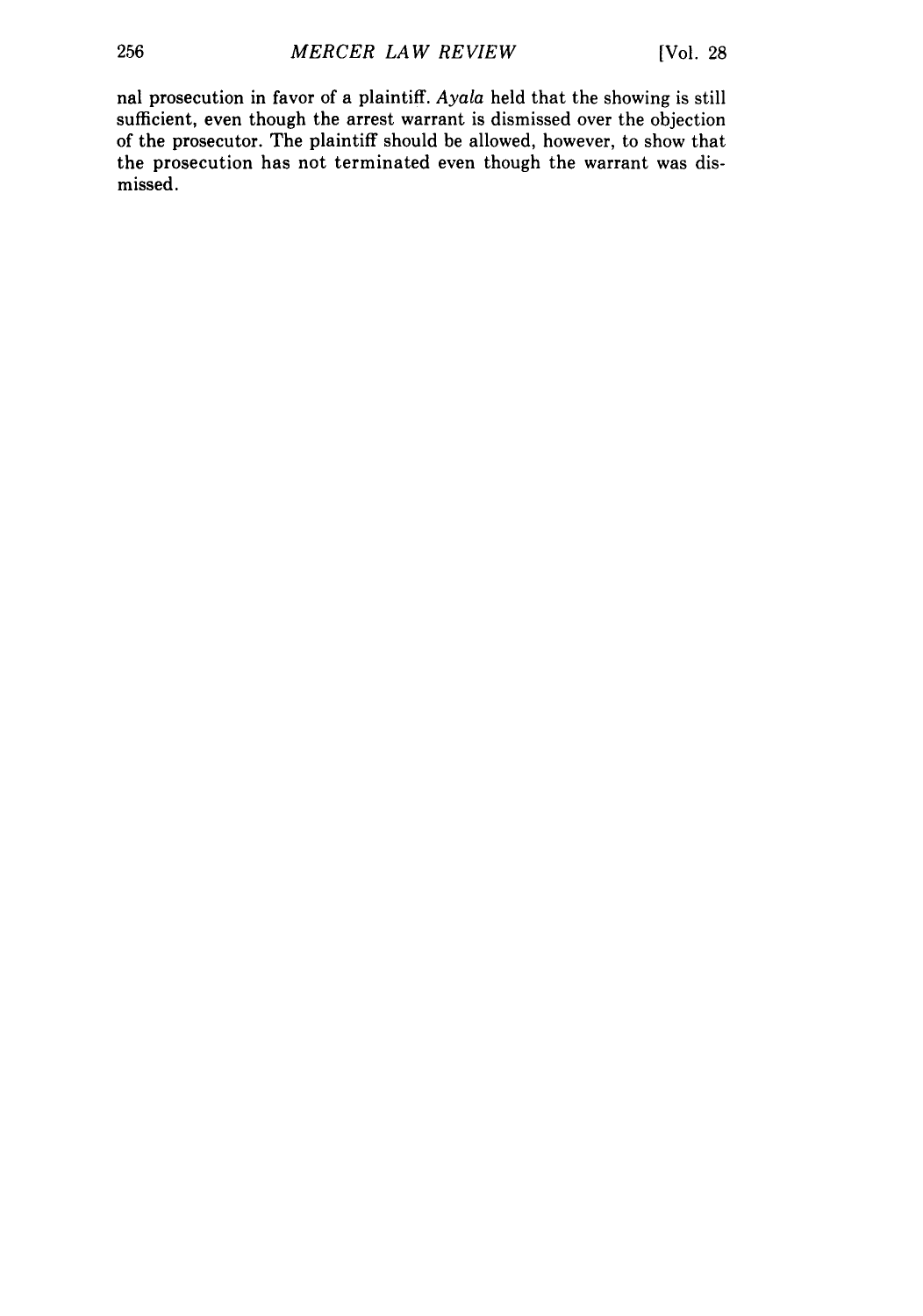nal prosecution in favor of a plaintiff. *Ayala* held that the showing is still sufficient, even though the arrest warrant is dismissed over the objection of the prosecutor. The plaintiff should be allowed, however, to show that the prosecution has not terminated even though the warrant was dismissed.